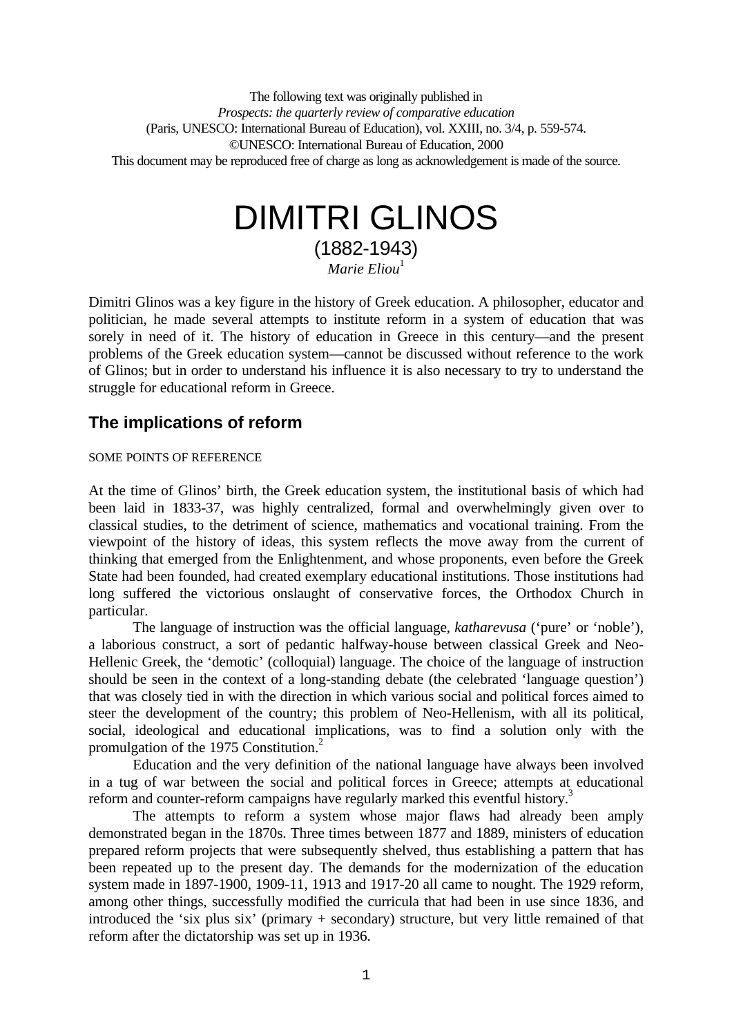The following text was originally published in
*Prospects: the quarterly review of comparative education*
(Paris, UNESCO: International Bureau of Education), vol. XXIII, no. 3/4, p. 559-574.
©UNESCO: International Bureau of Education, 2000
This document may be reproduced free of charge as long as acknowledgement is made of the source.

# DIMITRI GLINOS

(1882-1943)

*Marie Eliou*[1]

Dimitri Glinos was a key figure in the history of Greek education. A philosopher, educator and politician, he made several attempts to institute reform in a system of education that was sorely in need of it. The history of education in Greece in this century—and the present problems of the Greek education system—cannot be discussed without reference to the work of Glinos; but in order to understand his influence it is also necessary to try to understand the struggle for educational reform in Greece.

## The implications of reform

### SOME POINTS OF REFERENCE

At the time of Glinos' birth, the Greek education system, the institutional basis of which had been laid in 1833-37, was highly centralized, formal and overwhelmingly given over to classical studies, to the detriment of science, mathematics and vocational training. From the viewpoint of the history of ideas, this system reflects the move away from the current of thinking that emerged from the Enlightenment, and whose proponents, even before the Greek State had been founded, had created exemplary educational institutions. Those institutions had long suffered the victorious onslaught of conservative forces, the Orthodox Church in particular.

The language of instruction was the official language, *katharevusa* ('pure' or 'noble'), a laborious construct, a sort of pedantic halfway-house between classical Greek and Neo-Hellenic Greek, the 'demotic' (colloquial) language. The choice of the language of instruction should be seen in the context of a long-standing debate (the celebrated 'language question') that was closely tied in with the direction in which various social and political forces aimed to steer the development of the country; this problem of Neo-Hellenism, with all its political, social, ideological and educational implications, was to find a solution only with the promulgation of the 1975 Constitution.[2]

Education and the very definition of the national language have always been involved in a tug of war between the social and political forces in Greece; attempts at educational reform and counter-reform campaigns have regularly marked this eventful history.[3]

The attempts to reform a system whose major flaws had already been amply demonstrated began in the 1870s. Three times between 1877 and 1889, ministers of education prepared reform projects that were subsequently shelved, thus establishing a pattern that has been repeated up to the present day. The demands for the modernization of the education system made in 1897-1900, 1909-11, 1913 and 1917-20 all came to nought. The 1929 reform, among other things, successfully modified the curricula that had been in use since 1836, and introduced the 'six plus six' (primary + secondary) structure, but very little remained of that reform after the dictatorship was set up in 1936.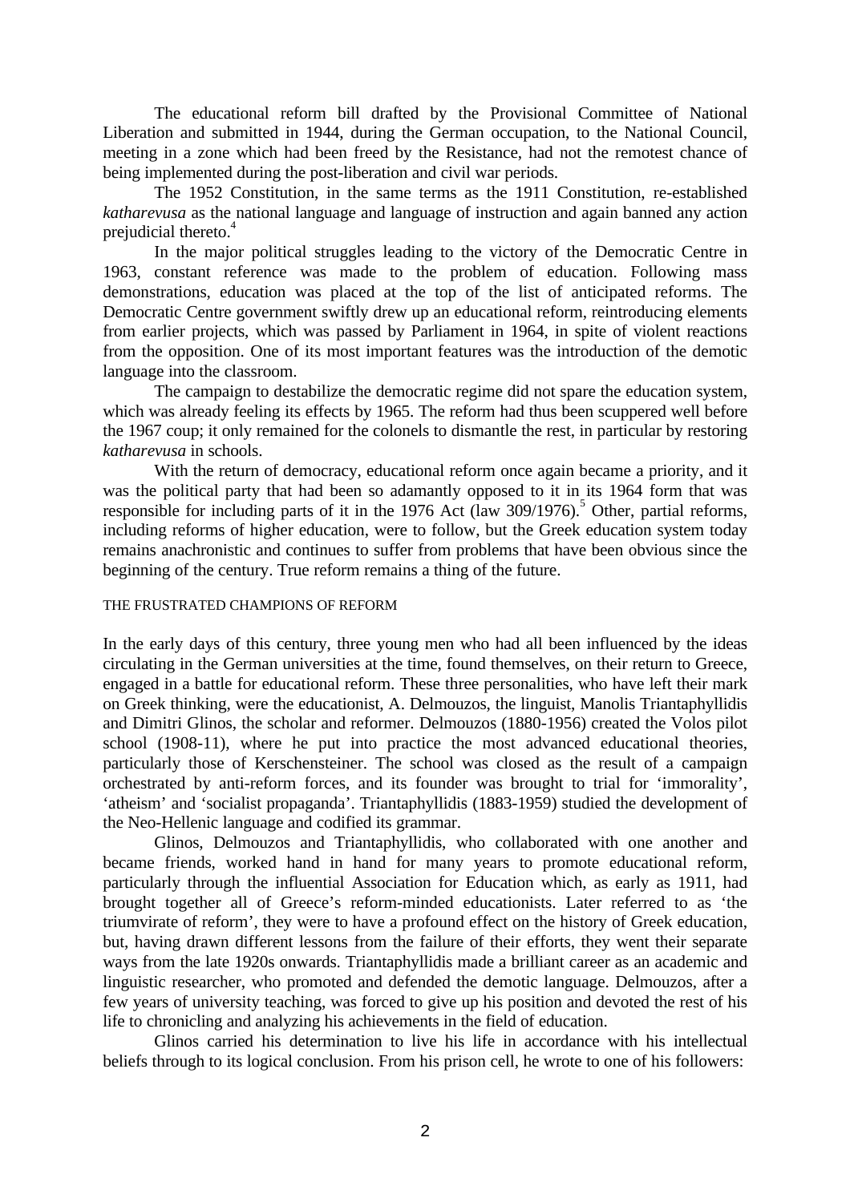The educational reform bill drafted by the Provisional Committee of National Liberation and submitted in 1944, during the German occupation, to the National Council, meeting in a zone which had been freed by the Resistance, had not the remotest chance of being implemented during the post-liberation and civil war periods.

The 1952 Constitution, in the same terms as the 1911 Constitution, re-established *katharevusa* as the national language and language of instruction and again banned any action prejudicial thereto.[4]

In the major political struggles leading to the victory of the Democratic Centre in 1963, constant reference was made to the problem of education. Following mass demonstrations, education was placed at the top of the list of anticipated reforms. The Democratic Centre government swiftly drew up an educational reform, reintroducing elements from earlier projects, which was passed by Parliament in 1964, in spite of violent reactions from the opposition. One of its most important features was the introduction of the demotic language into the classroom.

The campaign to destabilize the democratic regime did not spare the education system, which was already feeling its effects by 1965. The reform had thus been scuppered well before the 1967 coup; it only remained for the colonels to dismantle the rest, in particular by restoring *katharevusa* in schools.

With the return of democracy, educational reform once again became a priority, and it was the political party that had been so adamantly opposed to it in its 1964 form that was responsible for including parts of it in the 1976 Act (law 309/1976).[5] Other, partial reforms, including reforms of higher education, were to follow, but the Greek education system today remains anachronistic and continues to suffer from problems that have been obvious since the beginning of the century. True reform remains a thing of the future.

## THE FRUSTRATED CHAMPIONS OF REFORM

In the early days of this century, three young men who had all been influenced by the ideas circulating in the German universities at the time, found themselves, on their return to Greece, engaged in a battle for educational reform. These three personalities, who have left their mark on Greek thinking, were the educationist, A. Delmouzos, the linguist, Manolis Triantaphyllidis and Dimitri Glinos, the scholar and reformer. Delmouzos (1880-1956) created the Volos pilot school (1908-11), where he put into practice the most advanced educational theories, particularly those of Kerschensteiner. The school was closed as the result of a campaign orchestrated by anti-reform forces, and its founder was brought to trial for 'immorality', 'atheism' and 'socialist propaganda'. Triantaphyllidis (1883-1959) studied the development of the Neo-Hellenic language and codified its grammar.

Glinos, Delmouzos and Triantaphyllidis, who collaborated with one another and became friends, worked hand in hand for many years to promote educational reform, particularly through the influential Association for Education which, as early as 1911, had brought together all of Greece's reform-minded educationists. Later referred to as 'the triumvirate of reform', they were to have a profound effect on the history of Greek education, but, having drawn different lessons from the failure of their efforts, they went their separate ways from the late 1920s onwards. Triantaphyllidis made a brilliant career as an academic and linguistic researcher, who promoted and defended the demotic language. Delmouzos, after a few years of university teaching, was forced to give up his position and devoted the rest of his life to chronicling and analyzing his achievements in the field of education.

Glinos carried his determination to live his life in accordance with his intellectual beliefs through to its logical conclusion. From his prison cell, he wrote to one of his followers: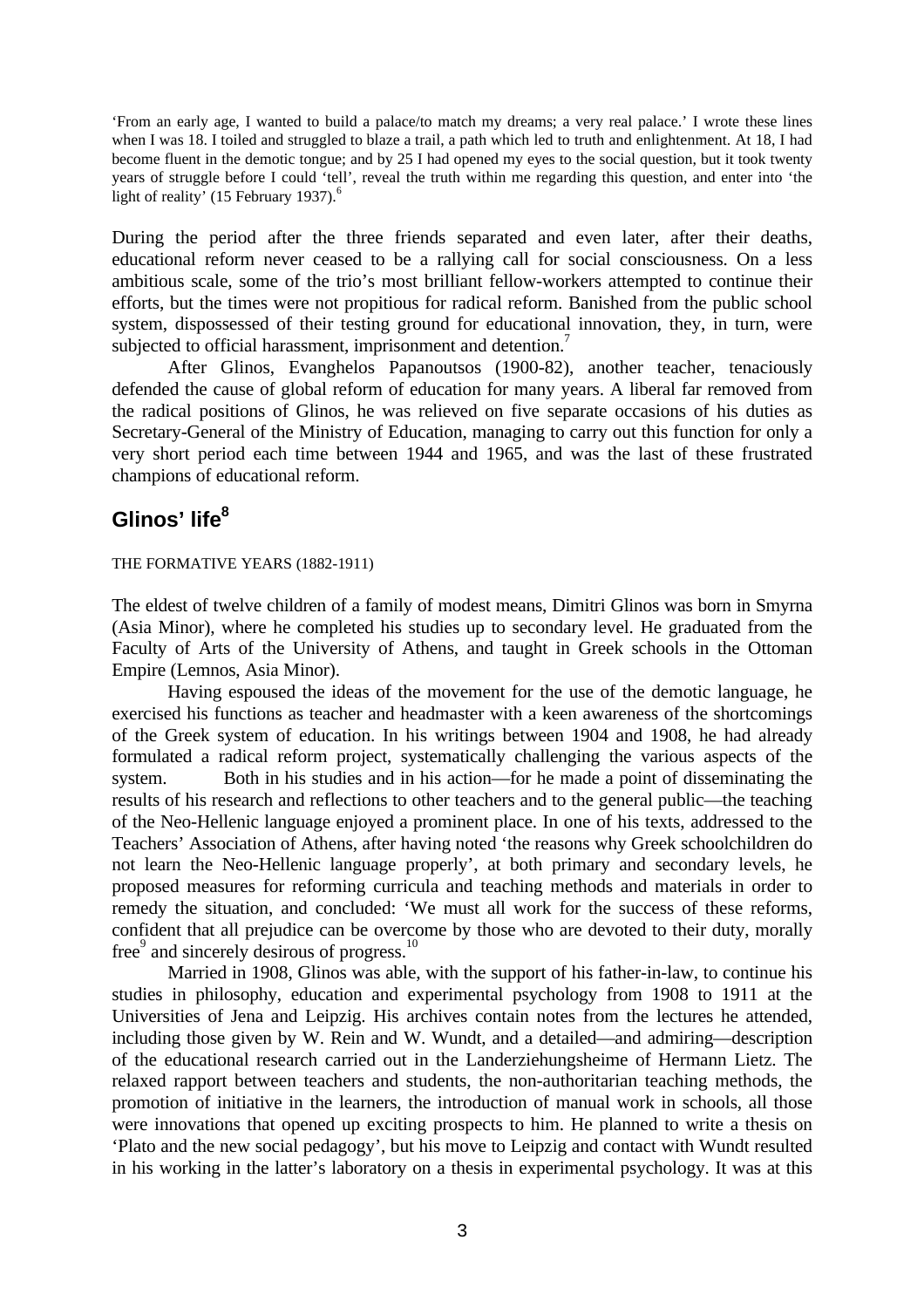'From an early age, I wanted to build a palace/to match my dreams; a very real palace.' I wrote these lines when I was 18. I toiled and struggled to blaze a trail, a path which led to truth and enlightenment. At 18, I had become fluent in the demotic tongue; and by 25 I had opened my eyes to the social question, but it took twenty years of struggle before I could 'tell', reveal the truth within me regarding this question, and enter into 'the light of reality' (15 February 1937).[6]

During the period after the three friends separated and even later, after their deaths, educational reform never ceased to be a rallying call for social consciousness. On a less ambitious scale, some of the trio's most brilliant fellow-workers attempted to continue their efforts, but the times were not propitious for radical reform. Banished from the public school system, dispossessed of their testing ground for educational innovation, they, in turn, were subjected to official harassment, imprisonment and detention.[7]

After Glinos, Evanghelos Papanoutsos (1900-82), another teacher, tenaciously defended the cause of global reform of education for many years. A liberal far removed from the radical positions of Glinos, he was relieved on five separate occasions of his duties as Secretary-General of the Ministry of Education, managing to carry out this function for only a very short period each time between 1944 and 1965, and was the last of these frustrated champions of educational reform.

## Glinos' life[8]

THE FORMATIVE YEARS (1882-1911)

The eldest of twelve children of a family of modest means, Dimitri Glinos was born in Smyrna (Asia Minor), where he completed his studies up to secondary level. He graduated from the Faculty of Arts of the University of Athens, and taught in Greek schools in the Ottoman Empire (Lemnos, Asia Minor).

Having espoused the ideas of the movement for the use of the demotic language, he exercised his functions as teacher and headmaster with a keen awareness of the shortcomings of the Greek system of education. In his writings between 1904 and 1908, he had already formulated a radical reform project, systematically challenging the various aspects of the system. Both in his studies and in his action—for he made a point of disseminating the results of his research and reflections to other teachers and to the general public—the teaching of the Neo-Hellenic language enjoyed a prominent place. In one of his texts, addressed to the Teachers' Association of Athens, after having noted 'the reasons why Greek schoolchildren do not learn the Neo-Hellenic language properly', at both primary and secondary levels, he proposed measures for reforming curricula and teaching methods and materials in order to remedy the situation, and concluded: 'We must all work for the success of these reforms, confident that all prejudice can be overcome by those who are devoted to their duty, morally free[9] and sincerely desirous of progress.[10]

Married in 1908, Glinos was able, with the support of his father-in-law, to continue his studies in philosophy, education and experimental psychology from 1908 to 1911 at the Universities of Jena and Leipzig. His archives contain notes from the lectures he attended, including those given by W. Rein and W. Wundt, and a detailed—and admiring—description of the educational research carried out in the Landerziehungsheime of Hermann Lietz. The relaxed rapport between teachers and students, the non-authoritarian teaching methods, the promotion of initiative in the learners, the introduction of manual work in schools, all those were innovations that opened up exciting prospects to him. He planned to write a thesis on 'Plato and the new social pedagogy', but his move to Leipzig and contact with Wundt resulted in his working in the latter's laboratory on a thesis in experimental psychology. It was at this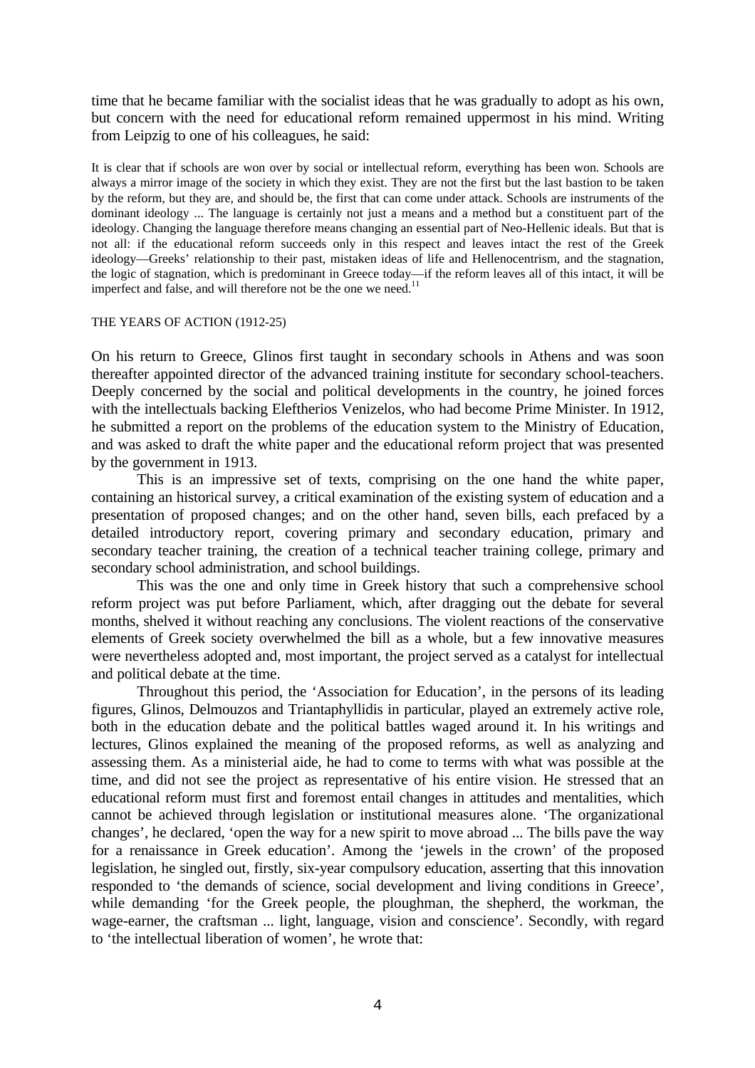time that he became familiar with the socialist ideas that he was gradually to adopt as his own, but concern with the need for educational reform remained uppermost in his mind. Writing from Leipzig to one of his colleagues, he said:

> It is clear that if schools are won over by social or intellectual reform, everything has been won. Schools are always a mirror image of the society in which they exist. They are not the first but the last bastion to be taken by the reform, but they are, and should be, the first that can come under attack. Schools are instruments of the dominant ideology ... The language is certainly not just a means and a method but a constituent part of the ideology. Changing the language therefore means changing an essential part of Neo-Hellenic ideals. But that is not all: if the educational reform succeeds only in this respect and leaves intact the rest of the Greek ideology—Greeks' relationship to their past, mistaken ideas of life and Hellenocentrism, and the stagnation, the logic of stagnation, which is predominant in Greece today—if the reform leaves all of this intact, it will be imperfect and false, and will therefore not be the one we need.[11]

### THE YEARS OF ACTION (1912-25)

On his return to Greece, Glinos first taught in secondary schools in Athens and was soon thereafter appointed director of the advanced training institute for secondary school-teachers. Deeply concerned by the social and political developments in the country, he joined forces with the intellectuals backing Eleftherios Venizelos, who had become Prime Minister. In 1912, he submitted a report on the problems of the education system to the Ministry of Education, and was asked to draft the white paper and the educational reform project that was presented by the government in 1913.

This is an impressive set of texts, comprising on the one hand the white paper, containing an historical survey, a critical examination of the existing system of education and a presentation of proposed changes; and on the other hand, seven bills, each prefaced by a detailed introductory report, covering primary and secondary education, primary and secondary teacher training, the creation of a technical teacher training college, primary and secondary school administration, and school buildings.

This was the one and only time in Greek history that such a comprehensive school reform project was put before Parliament, which, after dragging out the debate for several months, shelved it without reaching any conclusions. The violent reactions of the conservative elements of Greek society overwhelmed the bill as a whole, but a few innovative measures were nevertheless adopted and, most important, the project served as a catalyst for intellectual and political debate at the time.

Throughout this period, the 'Association for Education', in the persons of its leading figures, Glinos, Delmouzos and Triantaphyllidis in particular, played an extremely active role, both in the education debate and the political battles waged around it. In his writings and lectures, Glinos explained the meaning of the proposed reforms, as well as analyzing and assessing them. As a ministerial aide, he had to come to terms with what was possible at the time, and did not see the project as representative of his entire vision. He stressed that an educational reform must first and foremost entail changes in attitudes and mentalities, which cannot be achieved through legislation or institutional measures alone. 'The organizational changes', he declared, 'open the way for a new spirit to move abroad ... The bills pave the way for a renaissance in Greek education'. Among the 'jewels in the crown' of the proposed legislation, he singled out, firstly, six-year compulsory education, asserting that this innovation responded to 'the demands of science, social development and living conditions in Greece', while demanding 'for the Greek people, the ploughman, the shepherd, the workman, the wage-earner, the craftsman ... light, language, vision and conscience'. Secondly, with regard to 'the intellectual liberation of women', he wrote that: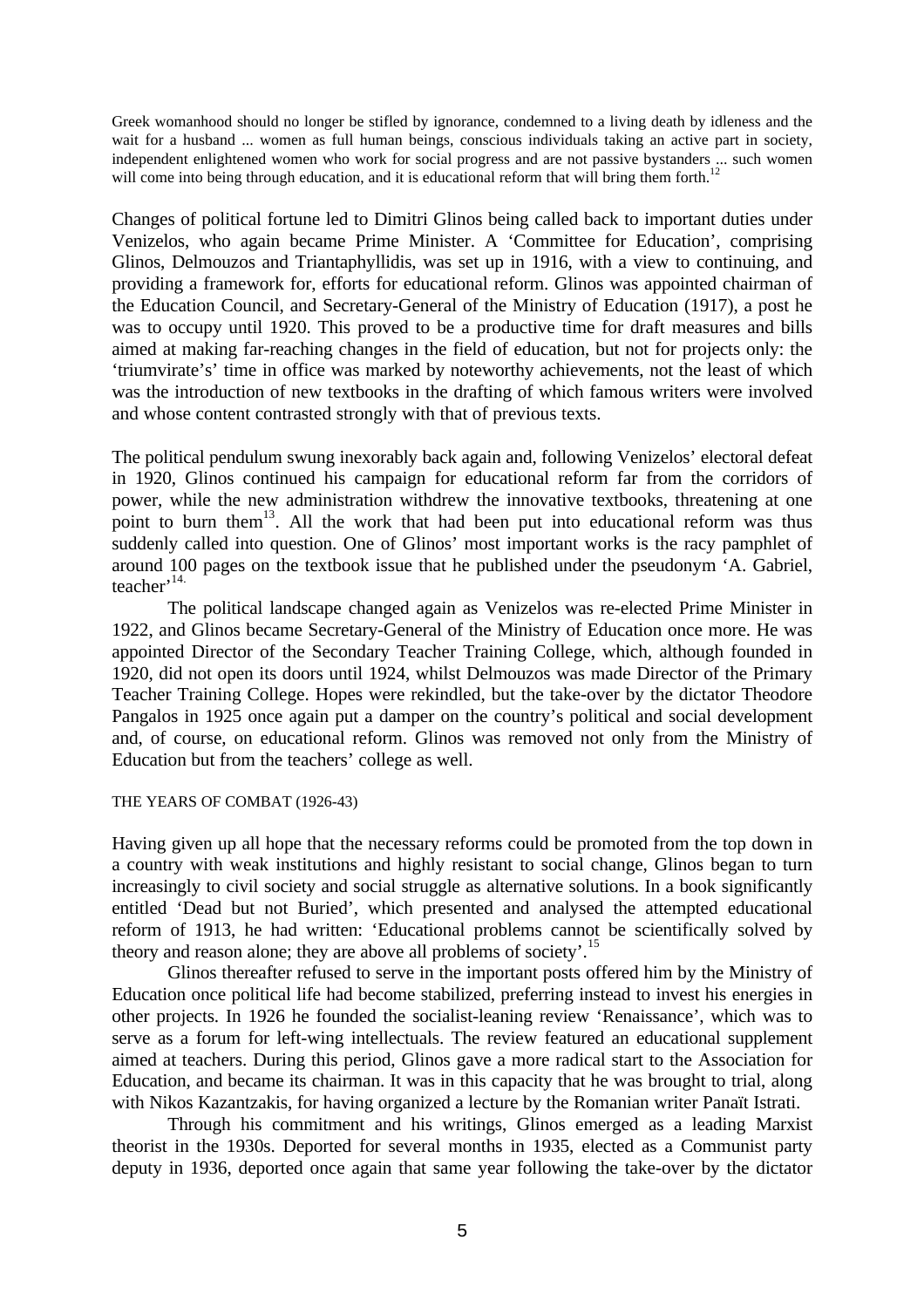> Greek womanhood should no longer be stifled by ignorance, condemned to a living death by idleness and the wait for a husband ... women as full human beings, conscious individuals taking an active part in society, independent enlightened women who work for social progress and are not passive bystanders ... such women will come into being through education, and it is educational reform that will bring them forth.[12]

Changes of political fortune led to Dimitri Glinos being called back to important duties under Venizelos, who again became Prime Minister. A 'Committee for Education', comprising Glinos, Delmouzos and Triantaphyllidis, was set up in 1916, with a view to continuing, and providing a framework for, efforts for educational reform. Glinos was appointed chairman of the Education Council, and Secretary-General of the Ministry of Education (1917), a post he was to occupy until 1920. This proved to be a productive time for draft measures and bills aimed at making far-reaching changes in the field of education, but not for projects only: the 'triumvirate's' time in office was marked by noteworthy achievements, not the least of which was the introduction of new textbooks in the drafting of which famous writers were involved and whose content contrasted strongly with that of previous texts.

The political pendulum swung inexorably back again and, following Venizelos' electoral defeat in 1920, Glinos continued his campaign for educational reform far from the corridors of power, while the new administration withdrew the innovative textbooks, threatening at one point to burn them[13]. All the work that had been put into educational reform was thus suddenly called into question. One of Glinos' most important works is the racy pamphlet of around 100 pages on the textbook issue that he published under the pseudonym 'A. Gabriel, teacher'[14].

The political landscape changed again as Venizelos was re-elected Prime Minister in 1922, and Glinos became Secretary-General of the Ministry of Education once more. He was appointed Director of the Secondary Teacher Training College, which, although founded in 1920, did not open its doors until 1924, whilst Delmouzos was made Director of the Primary Teacher Training College. Hopes were rekindled, but the take-over by the dictator Theodore Pangalos in 1925 once again put a damper on the country's political and social development and, of course, on educational reform. Glinos was removed not only from the Ministry of Education but from the teachers' college as well.

## THE YEARS OF COMBAT (1926-43)

Having given up all hope that the necessary reforms could be promoted from the top down in a country with weak institutions and highly resistant to social change, Glinos began to turn increasingly to civil society and social struggle as alternative solutions. In a book significantly entitled 'Dead but not Buried', which presented and analysed the attempted educational reform of 1913, he had written: 'Educational problems cannot be scientifically solved by theory and reason alone; they are above all problems of society'.[15]

Glinos thereafter refused to serve in the important posts offered him by the Ministry of Education once political life had become stabilized, preferring instead to invest his energies in other projects. In 1926 he founded the socialist-leaning review 'Renaissance', which was to serve as a forum for left-wing intellectuals. The review featured an educational supplement aimed at teachers. During this period, Glinos gave a more radical start to the Association for Education, and became its chairman. It was in this capacity that he was brought to trial, along with Nikos Kazantzakis, for having organized a lecture by the Romanian writer Panaït Istrati.

Through his commitment and his writings, Glinos emerged as a leading Marxist theorist in the 1930s. Deported for several months in 1935, elected as a Communist party deputy in 1936, deported once again that same year following the take-over by the dictator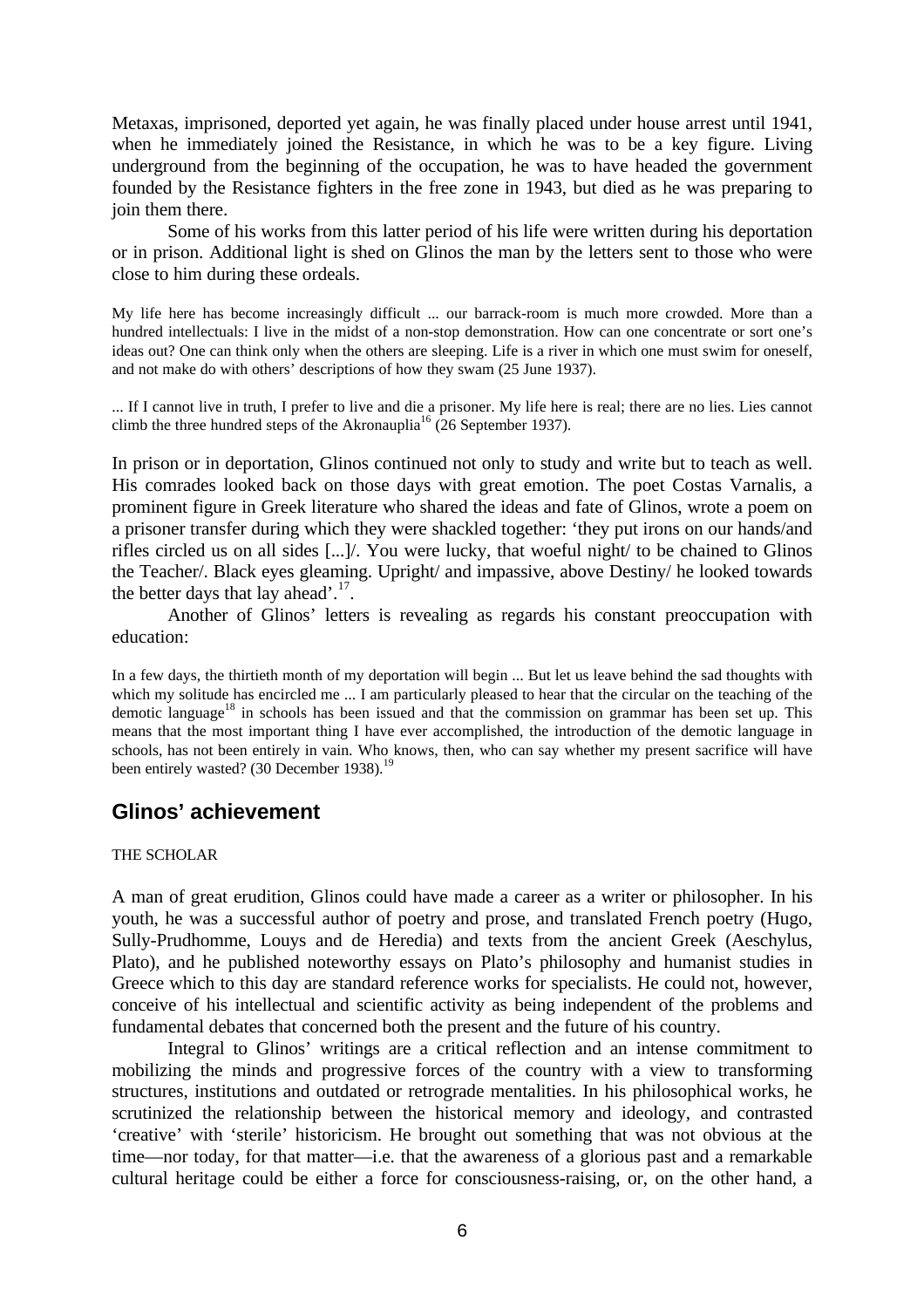Metaxas, imprisoned, deported yet again, he was finally placed under house arrest until 1941, when he immediately joined the Resistance, in which he was to be a key figure. Living underground from the beginning of the occupation, he was to have headed the government founded by the Resistance fighters in the free zone in 1943, but died as he was preparing to join them there.

Some of his works from this latter period of his life were written during his deportation or in prison. Additional light is shed on Glinos the man by the letters sent to those who were close to him during these ordeals.

> My life here has become increasingly difficult ... our barrack-room is much more crowded. More than a hundred intellectuals: I live in the midst of a non-stop demonstration. How can one concentrate or sort one's ideas out? One can think only when the others are sleeping. Life is a river in which one must swim for oneself, and not make do with others' descriptions of how they swam (25 June 1937).

> ... If I cannot live in truth, I prefer to live and die a prisoner. My life here is real; there are no lies. Lies cannot climb the three hundred steps of the Akronauplia[16] (26 September 1937).

In prison or in deportation, Glinos continued not only to study and write but to teach as well. His comrades looked back on those days with great emotion. The poet Costas Varnalis, a prominent figure in Greek literature who shared the ideas and fate of Glinos, wrote a poem on a prisoner transfer during which they were shackled together: 'they put irons on our hands/and rifles circled us on all sides [...]/. You were lucky, that woeful night/ to be chained to Glinos the Teacher/. Black eyes gleaming. Upright/ and impassive, above Destiny/ he looked towards the better days that lay ahead'.[17].

Another of Glinos' letters is revealing as regards his constant preoccupation with education:

> In a few days, the thirtieth month of my deportation will begin ... But let us leave behind the sad thoughts with which my solitude has encircled me ... I am particularly pleased to hear that the circular on the teaching of the demotic language[18] in schools has been issued and that the commission on grammar has been set up. This means that the most important thing I have ever accomplished, the introduction of the demotic language in schools, has not been entirely in vain. Who knows, then, who can say whether my present sacrifice will have been entirely wasted? (30 December 1938).[19]

## Glinos' achievement

### THE SCHOLAR

A man of great erudition, Glinos could have made a career as a writer or philosopher. In his youth, he was a successful author of poetry and prose, and translated French poetry (Hugo, Sully-Prudhomme, Louys and de Heredia) and texts from the ancient Greek (Aeschylus, Plato), and he published noteworthy essays on Plato's philosophy and humanist studies in Greece which to this day are standard reference works for specialists. He could not, however, conceive of his intellectual and scientific activity as being independent of the problems and fundamental debates that concerned both the present and the future of his country.

Integral to Glinos' writings are a critical reflection and an intense commitment to mobilizing the minds and progressive forces of the country with a view to transforming structures, institutions and outdated or retrograde mentalities. In his philosophical works, he scrutinized the relationship between the historical memory and ideology, and contrasted 'creative' with 'sterile' historicism. He brought out something that was not obvious at the time—nor today, for that matter—i.e. that the awareness of a glorious past and a remarkable cultural heritage could be either a force for consciousness-raising, or, on the other hand, a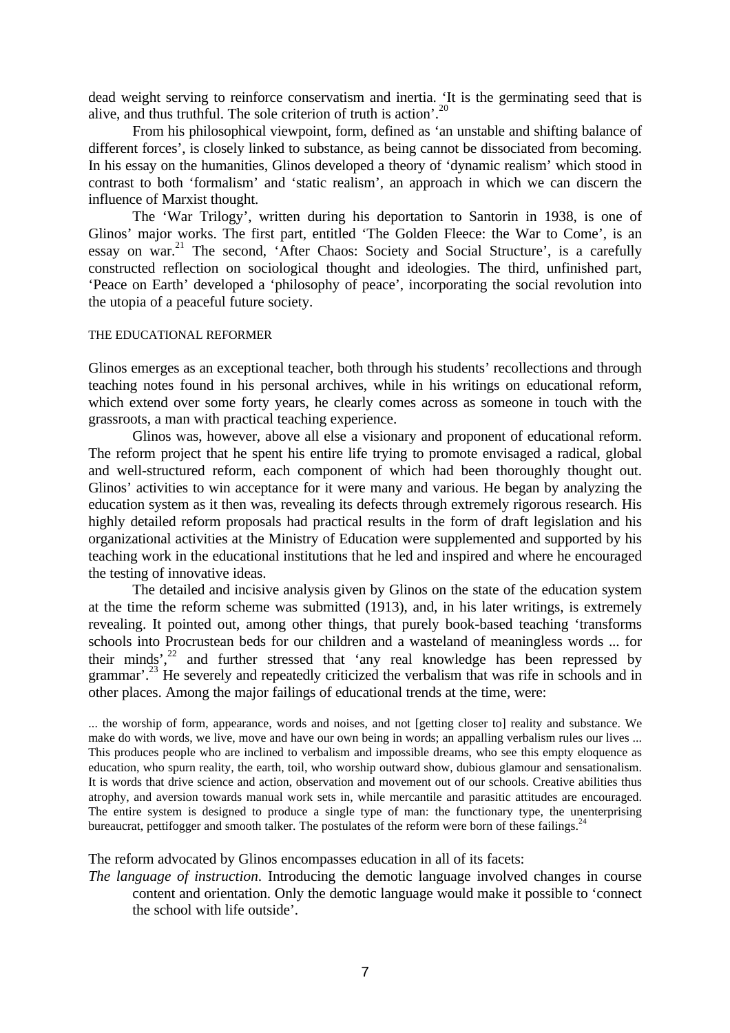dead weight serving to reinforce conservatism and inertia. 'It is the germinating seed that is alive, and thus truthful. The sole criterion of truth is action'.[20]

From his philosophical viewpoint, form, defined as 'an unstable and shifting balance of different forces', is closely linked to substance, as being cannot be dissociated from becoming. In his essay on the humanities, Glinos developed a theory of 'dynamic realism' which stood in contrast to both 'formalism' and 'static realism', an approach in which we can discern the influence of Marxist thought.

The 'War Trilogy', written during his deportation to Santorin in 1938, is one of Glinos' major works. The first part, entitled 'The Golden Fleece: the War to Come', is an essay on war.[21] The second, 'After Chaos: Society and Social Structure', is a carefully constructed reflection on sociological thought and ideologies. The third, unfinished part, 'Peace on Earth' developed a 'philosophy of peace', incorporating the social revolution into the utopia of a peaceful future society.

## THE EDUCATIONAL REFORMER

Glinos emerges as an exceptional teacher, both through his students' recollections and through teaching notes found in his personal archives, while in his writings on educational reform, which extend over some forty years, he clearly comes across as someone in touch with the grassroots, a man with practical teaching experience.

Glinos was, however, above all else a visionary and proponent of educational reform. The reform project that he spent his entire life trying to promote envisaged a radical, global and well-structured reform, each component of which had been thoroughly thought out. Glinos' activities to win acceptance for it were many and various. He began by analyzing the education system as it then was, revealing its defects through extremely rigorous research. His highly detailed reform proposals had practical results in the form of draft legislation and his organizational activities at the Ministry of Education were supplemented and supported by his teaching work in the educational institutions that he led and inspired and where he encouraged the testing of innovative ideas.

The detailed and incisive analysis given by Glinos on the state of the education system at the time the reform scheme was submitted (1913), and, in his later writings, is extremely revealing. It pointed out, among other things, that purely book-based teaching 'transforms schools into Procrustean beds for our children and a wasteland of meaningless words ... for their minds',[22] and further stressed that 'any real knowledge has been repressed by grammar'.[23] He severely and repeatedly criticized the verbalism that was rife in schools and in other places. Among the major failings of educational trends at the time, were:

> ... the worship of form, appearance, words and noises, and not [getting closer to] reality and substance. We make do with words, we live, move and have our own being in words; an appalling verbalism rules our lives ... This produces people who are inclined to verbalism and impossible dreams, who see this empty eloquence as education, who spurn reality, the earth, toil, who worship outward show, dubious glamour and sensationalism. It is words that drive science and action, observation and movement out of our schools. Creative abilities thus atrophy, and aversion towards manual work sets in, while mercantile and parasitic attitudes are encouraged. The entire system is designed to produce a single type of man: the functionary type, the unenterprising bureaucrat, pettifogger and smooth talker. The postulates of the reform were born of these failings.[24]

The reform advocated by Glinos encompasses education in all of its facets:

*The language of instruction*. Introducing the demotic language involved changes in course content and orientation. Only the demotic language would make it possible to 'connect the school with life outside'.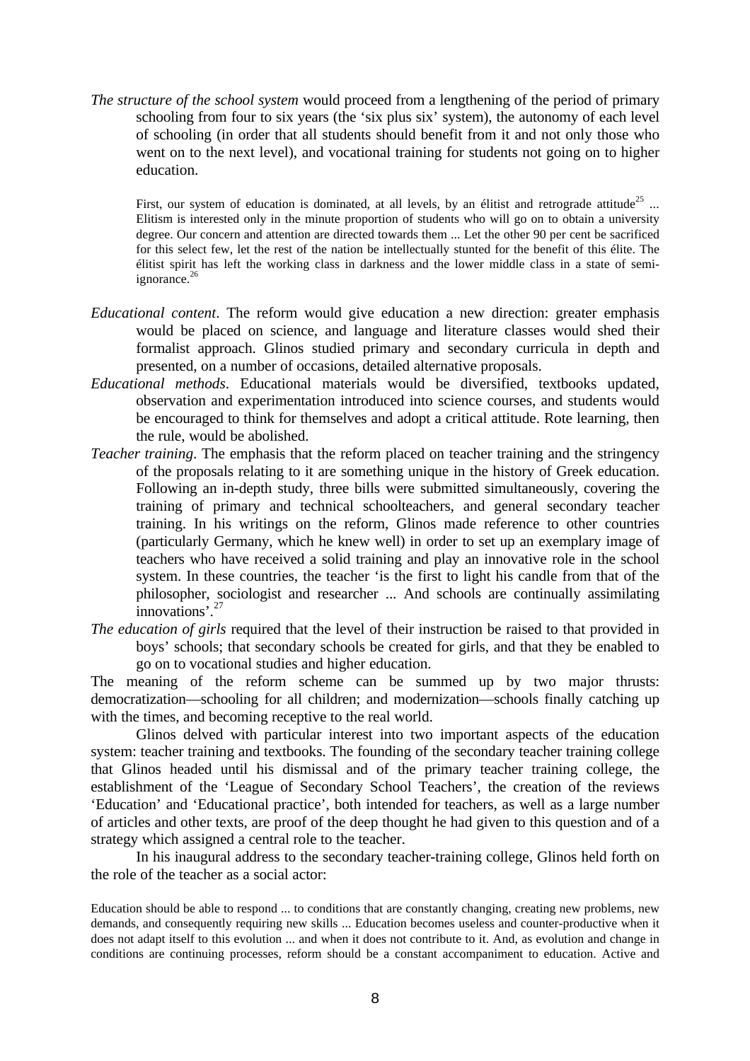*The structure of the school system* would proceed from a lengthening of the period of primary schooling from four to six years (the 'six plus six' system), the autonomy of each level of schooling (in order that all students should benefit from it and not only those who went on to the next level), and vocational training for students not going on to higher education.

> First, our system of education is dominated, at all levels, by an élitist and retrograde attitude[25] ... Elitism is interested only in the minute proportion of students who will go on to obtain a university degree. Our concern and attention are directed towards them ... Let the other 90 per cent be sacrificed for this select few, let the rest of the nation be intellectually stunted for the benefit of this élite. The élitist spirit has left the working class in darkness and the lower middle class in a state of semi-ignorance.[26]

*Educational content*. The reform would give education a new direction: greater emphasis would be placed on science, and language and literature classes would shed their formalist approach. Glinos studied primary and secondary curricula in depth and presented, on a number of occasions, detailed alternative proposals.

*Educational methods*. Educational materials would be diversified, textbooks updated, observation and experimentation introduced into science courses, and students would be encouraged to think for themselves and adopt a critical attitude. Rote learning, then the rule, would be abolished.

*Teacher training*. The emphasis that the reform placed on teacher training and the stringency of the proposals relating to it are something unique in the history of Greek education. Following an in-depth study, three bills were submitted simultaneously, covering the training of primary and technical schoolteachers, and general secondary teacher training. In his writings on the reform, Glinos made reference to other countries (particularly Germany, which he knew well) in order to set up an exemplary image of teachers who have received a solid training and play an innovative role in the school system. In these countries, the teacher 'is the first to light his candle from that of the philosopher, sociologist and researcher ... And schools are continually assimilating innovations'.[27]

*The education of girls* required that the level of their instruction be raised to that provided in boys' schools; that secondary schools be created for girls, and that they be enabled to go on to vocational studies and higher education.

The meaning of the reform scheme can be summed up by two major thrusts: democratization—schooling for all children; and modernization—schools finally catching up with the times, and becoming receptive to the real world.

Glinos delved with particular interest into two important aspects of the education system: teacher training and textbooks. The founding of the secondary teacher training college that Glinos headed until his dismissal and of the primary teacher training college, the establishment of the 'League of Secondary School Teachers', the creation of the reviews 'Education' and 'Educational practice', both intended for teachers, as well as a large number of articles and other texts, are proof of the deep thought he had given to this question and of a strategy which assigned a central role to the teacher.

In his inaugural address to the secondary teacher-training college, Glinos held forth on the role of the teacher as a social actor:

> Education should be able to respond ... to conditions that are constantly changing, creating new problems, new demands, and consequently requiring new skills ... Education becomes useless and counter-productive when it does not adapt itself to this evolution ... and when it does not contribute to it. And, as evolution and change in conditions are continuing processes, reform should be a constant accompaniment to education. Active and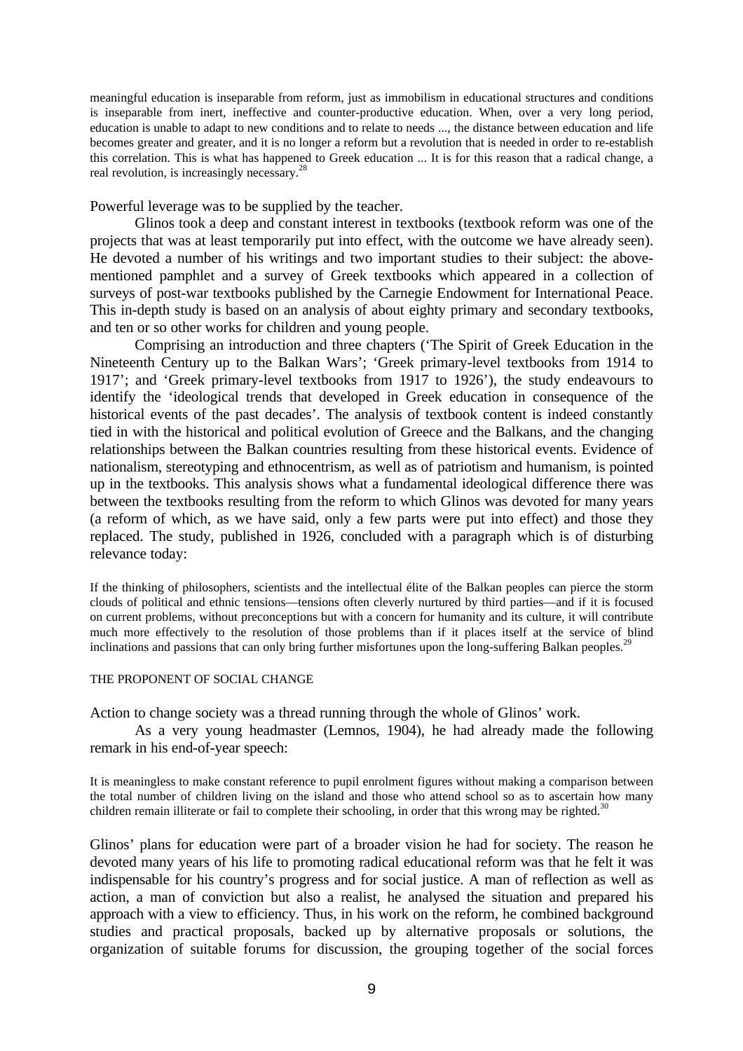meaningful education is inseparable from reform, just as immobilism in educational structures and conditions is inseparable from inert, ineffective and counter-productive education. When, over a very long period, education is unable to adapt to new conditions and to relate to needs ..., the distance between education and life becomes greater and greater, and it is no longer a reform but a revolution that is needed in order to re-establish this correlation. This is what has happened to Greek education ... It is for this reason that a radical change, a real revolution, is increasingly necessary.[28]

Powerful leverage was to be supplied by the teacher.

Glinos took a deep and constant interest in textbooks (textbook reform was one of the projects that was at least temporarily put into effect, with the outcome we have already seen). He devoted a number of his writings and two important studies to their subject: the above-mentioned pamphlet and a survey of Greek textbooks which appeared in a collection of surveys of post-war textbooks published by the Carnegie Endowment for International Peace. This in-depth study is based on an analysis of about eighty primary and secondary textbooks, and ten or so other works for children and young people.

Comprising an introduction and three chapters ('The Spirit of Greek Education in the Nineteenth Century up to the Balkan Wars'; 'Greek primary-level textbooks from 1914 to 1917'; and 'Greek primary-level textbooks from 1917 to 1926'), the study endeavours to identify the 'ideological trends that developed in Greek education in consequence of the historical events of the past decades'. The analysis of textbook content is indeed constantly tied in with the historical and political evolution of Greece and the Balkans, and the changing relationships between the Balkan countries resulting from these historical events. Evidence of nationalism, stereotyping and ethnocentrism, as well as of patriotism and humanism, is pointed up in the textbooks. This analysis shows what a fundamental ideological difference there was between the textbooks resulting from the reform to which Glinos was devoted for many years (a reform of which, as we have said, only a few parts were put into effect) and those they replaced. The study, published in 1926, concluded with a paragraph which is of disturbing relevance today:

If the thinking of philosophers, scientists and the intellectual élite of the Balkan peoples can pierce the storm clouds of political and ethnic tensions—tensions often cleverly nurtured by third parties—and if it is focused on current problems, without preconceptions but with a concern for humanity and its culture, it will contribute much more effectively to the resolution of those problems than if it places itself at the service of blind inclinations and passions that can only bring further misfortunes upon the long-suffering Balkan peoples.[29]

## THE PROPONENT OF SOCIAL CHANGE

Action to change society was a thread running through the whole of Glinos' work.

As a very young headmaster (Lemnos, 1904), he had already made the following remark in his end-of-year speech:

It is meaningless to make constant reference to pupil enrolment figures without making a comparison between the total number of children living on the island and those who attend school so as to ascertain how many children remain illiterate or fail to complete their schooling, in order that this wrong may be righted.[30]

Glinos' plans for education were part of a broader vision he had for society. The reason he devoted many years of his life to promoting radical educational reform was that he felt it was indispensable for his country's progress and for social justice. A man of reflection as well as action, a man of conviction but also a realist, he analysed the situation and prepared his approach with a view to efficiency. Thus, in his work on the reform, he combined background studies and practical proposals, backed up by alternative proposals or solutions, the organization of suitable forums for discussion, the grouping together of the social forces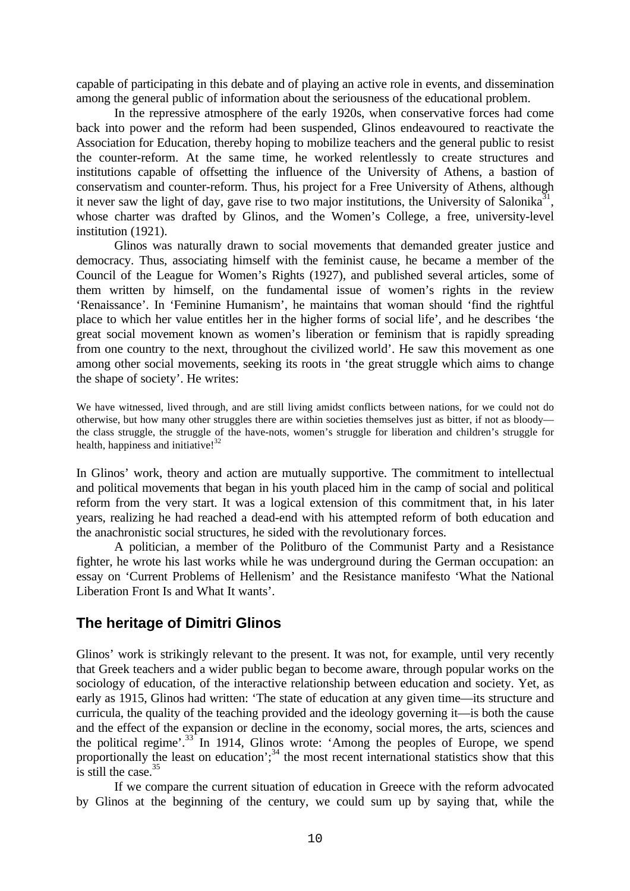capable of participating in this debate and of playing an active role in events, and dissemination among the general public of information about the seriousness of the educational problem.

In the repressive atmosphere of the early 1920s, when conservative forces had come back into power and the reform had been suspended, Glinos endeavoured to reactivate the Association for Education, thereby hoping to mobilize teachers and the general public to resist the counter-reform. At the same time, he worked relentlessly to create structures and institutions capable of offsetting the influence of the University of Athens, a bastion of conservatism and counter-reform. Thus, his project for a Free University of Athens, although it never saw the light of day, gave rise to two major institutions, the University of Salonika[31], whose charter was drafted by Glinos, and the Women's College, a free, university-level institution (1921).

Glinos was naturally drawn to social movements that demanded greater justice and democracy. Thus, associating himself with the feminist cause, he became a member of the Council of the League for Women's Rights (1927), and published several articles, some of them written by himself, on the fundamental issue of women's rights in the review 'Renaissance'. In 'Feminine Humanism', he maintains that woman should 'find the rightful place to which her value entitles her in the higher forms of social life', and he describes 'the great social movement known as women's liberation or feminism that is rapidly spreading from one country to the next, throughout the civilized world'. He saw this movement as one among other social movements, seeking its roots in 'the great struggle which aims to change the shape of society'. He writes:

> We have witnessed, lived through, and are still living amidst conflicts between nations, for we could not do otherwise, but how many other struggles there are within societies themselves just as bitter, if not as bloody—the class struggle, the struggle of the have-nots, women's struggle for liberation and children's struggle for health, happiness and initiative![32]

In Glinos' work, theory and action are mutually supportive. The commitment to intellectual and political movements that began in his youth placed him in the camp of social and political reform from the very start. It was a logical extension of this commitment that, in his later years, realizing he had reached a dead-end with his attempted reform of both education and the anachronistic social structures, he sided with the revolutionary forces.

A politician, a member of the Politburo of the Communist Party and a Resistance fighter, he wrote his last works while he was underground during the German occupation: an essay on 'Current Problems of Hellenism' and the Resistance manifesto 'What the National Liberation Front Is and What It wants'.

## The heritage of Dimitri Glinos

Glinos' work is strikingly relevant to the present. It was not, for example, until very recently that Greek teachers and a wider public began to become aware, through popular works on the sociology of education, of the interactive relationship between education and society. Yet, as early as 1915, Glinos had written: 'The state of education at any given time—its structure and curricula, the quality of the teaching provided and the ideology governing it—is both the cause and the effect of the expansion or decline in the economy, social mores, the arts, sciences and the political regime'.[33] In 1914, Glinos wrote: 'Among the peoples of Europe, we spend proportionally the least on education';[34] the most recent international statistics show that this is still the case.[35]

If we compare the current situation of education in Greece with the reform advocated by Glinos at the beginning of the century, we could sum up by saying that, while the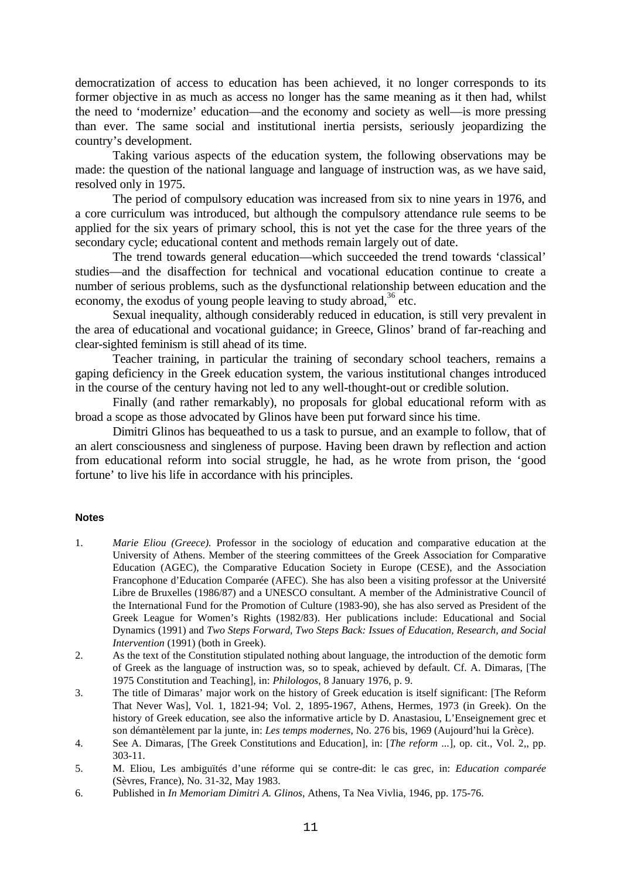democratization of access to education has been achieved, it no longer corresponds to its former objective in as much as access no longer has the same meaning as it then had, whilst the need to 'modernize' education—and the economy and society as well—is more pressing than ever. The same social and institutional inertia persists, seriously jeopardizing the country's development.

Taking various aspects of the education system, the following observations may be made: the question of the national language and language of instruction was, as we have said, resolved only in 1975.

The period of compulsory education was increased from six to nine years in 1976, and a core curriculum was introduced, but although the compulsory attendance rule seems to be applied for the six years of primary school, this is not yet the case for the three years of the secondary cycle; educational content and methods remain largely out of date.

The trend towards general education—which succeeded the trend towards 'classical' studies—and the disaffection for technical and vocational education continue to create a number of serious problems, such as the dysfunctional relationship between education and the economy, the exodus of young people leaving to study abroad,[36] etc.

Sexual inequality, although considerably reduced in education, is still very prevalent in the area of educational and vocational guidance; in Greece, Glinos' brand of far-reaching and clear-sighted feminism is still ahead of its time.

Teacher training, in particular the training of secondary school teachers, remains a gaping deficiency in the Greek education system, the various institutional changes introduced in the course of the century having not led to any well-thought-out or credible solution.

Finally (and rather remarkably), no proposals for global educational reform with as broad a scope as those advocated by Glinos have been put forward since his time.

Dimitri Glinos has bequeathed to us a task to pursue, and an example to follow, that of an alert consciousness and singleness of purpose. Having been drawn by reflection and action from educational reform into social struggle, he had, as he wrote from prison, the 'good fortune' to live his life in accordance with his principles.

#### Notes

1. *Marie Eliou (Greece).* Professor in the sociology of education and comparative education at the University of Athens. Member of the steering committees of the Greek Association for Comparative Education (AGEC), the Comparative Education Society in Europe (CESE), and the Association Francophone d'Education Comparée (AFEC). She has also been a visiting professor at the Université Libre de Bruxelles (1986/87) and a UNESCO consultant. A member of the Administrative Council of the International Fund for the Promotion of Culture (1983-90), she has also served as President of the Greek League for Women's Rights (1982/83). Her publications include: Educational and Social Dynamics (1991) and *Two Steps Forward, Two Steps Back: Issues of Education, Research, and Social Intervention* (1991) (both in Greek).
2. As the text of the Constitution stipulated nothing about language, the introduction of the demotic form of Greek as the language of instruction was, so to speak, achieved by default. Cf. A. Dimaras, [The 1975 Constitution and Teaching], in: *Philologos*, 8 January 1976, p. 9.
3. The title of Dimaras' major work on the history of Greek education is itself significant: [The Reform That Never Was], Vol. 1, 1821-94; Vol. 2, 1895-1967, Athens, Hermes, 1973 (in Greek). On the history of Greek education, see also the informative article by D. Anastasiou, L'Enseignement grec et son démantèlement par la junte, in: *Les temps modernes*, No. 276 bis, 1969 (Aujourd'hui la Grèce).
4. See A. Dimaras, [The Greek Constitutions and Education], in: [*The reform* ...], op. cit., Vol. 2,, pp. 303-11.
5. M. Eliou, Les ambiguïtés d'une réforme qui se contre-dit: le cas grec, in: *Education comparée* (Sèvres, France), No. 31-32, May 1983.
6. Published in *In Memoriam Dimitri A. Glinos*, Athens, Ta Nea Vivlia, 1946, pp. 175-76.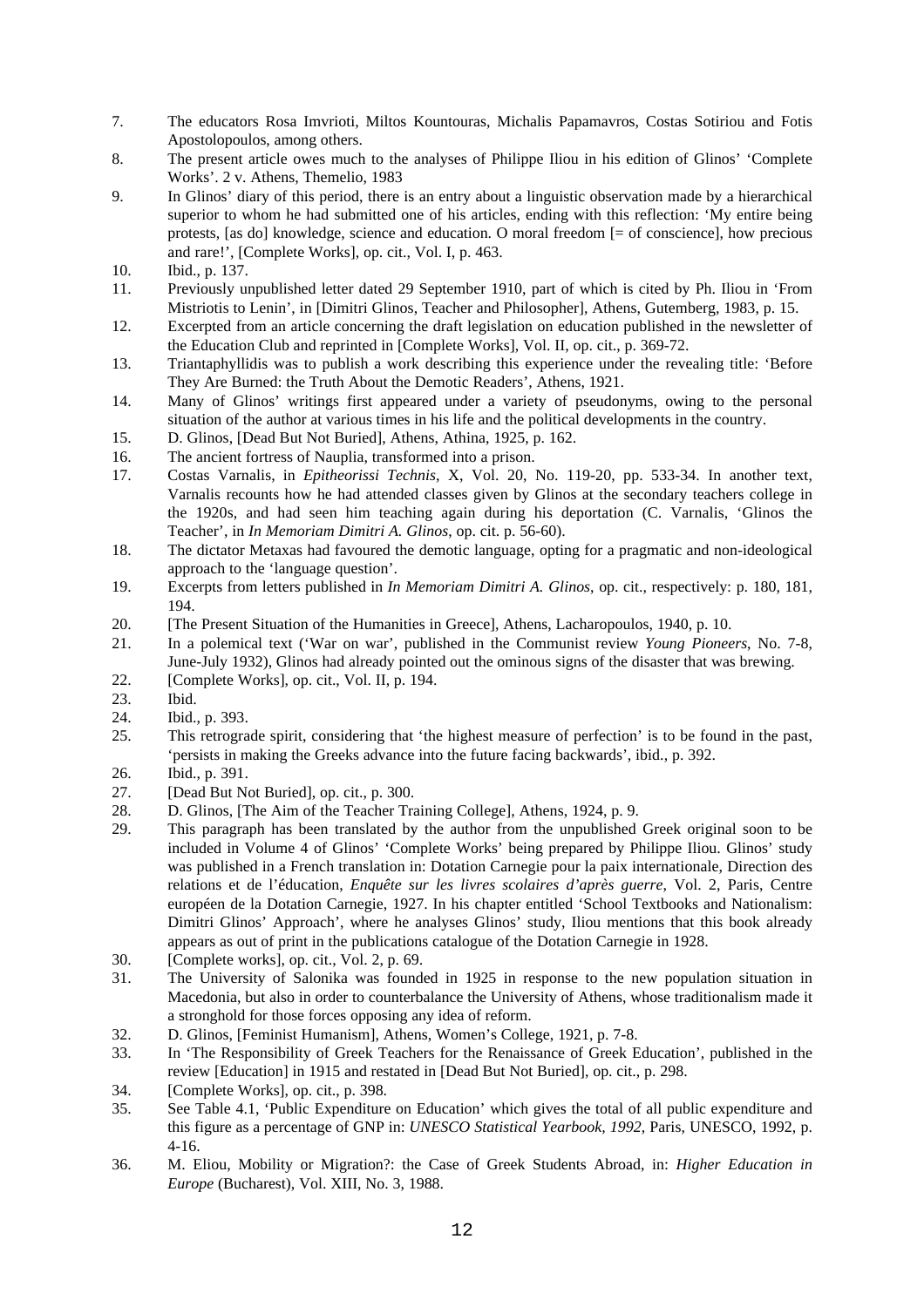7. The educators Rosa Imvrioti, Miltos Kountouras, Michalis Papamavros, Costas Sotiriou and Fotis Apostolopoulos, among others.
8. The present article owes much to the analyses of Philippe Iliou in his edition of Glinos' 'Complete Works'. 2 v. Athens, Themelio, 1983
9. In Glinos' diary of this period, there is an entry about a linguistic observation made by a hierarchical superior to whom he had submitted one of his articles, ending with this reflection: 'My entire being protests, [as do] knowledge, science and education. O moral freedom [= of conscience], how precious and rare!', [Complete Works], op. cit., Vol. I, p. 463.
10. Ibid., p. 137.
11. Previously unpublished letter dated 29 September 1910, part of which is cited by Ph. Iliou in 'From Mistriotis to Lenin', in [Dimitri Glinos, Teacher and Philosopher], Athens, Gutemberg, 1983, p. 15.
12. Excerpted from an article concerning the draft legislation on education published in the newsletter of the Education Club and reprinted in [Complete Works], Vol. II, op. cit., p. 369-72.
13. Triantaphyllidis was to publish a work describing this experience under the revealing title: 'Before They Are Burned: the Truth About the Demotic Readers', Athens, 1921.
14. Many of Glinos' writings first appeared under a variety of pseudonyms, owing to the personal situation of the author at various times in his life and the political developments in the country.
15. D. Glinos, [Dead But Not Buried], Athens, Athina, 1925, p. 162.
16. The ancient fortress of Nauplia, transformed into a prison.
17. Costas Varnalis, in *Epitheorissi Technis*, X, Vol. 20, No. 119-20, pp. 533-34. In another text, Varnalis recounts how he had attended classes given by Glinos at the secondary teachers college in the 1920s, and had seen him teaching again during his deportation (C. Varnalis, 'Glinos the Teacher', in *In Memoriam Dimitri A. Glinos*, op. cit. p. 56-60).
18. The dictator Metaxas had favoured the demotic language, opting for a pragmatic and non-ideological approach to the 'language question'.
19. Excerpts from letters published in *In Memoriam Dimitri A. Glinos*, op. cit., respectively: p. 180, 181, 194.
20. [The Present Situation of the Humanities in Greece], Athens, Lacharopoulos, 1940, p. 10.
21. In a polemical text ('War on war', published in the Communist review *Young Pioneers*, No. 7-8, June-July 1932), Glinos had already pointed out the ominous signs of the disaster that was brewing.
22. [Complete Works], op. cit., Vol. II, p. 194.
23. Ibid.
24. Ibid., p. 393.
25. This retrograde spirit, considering that 'the highest measure of perfection' is to be found in the past, 'persists in making the Greeks advance into the future facing backwards', ibid., p. 392.
26. Ibid., p. 391.
27. [Dead But Not Buried], op. cit., p. 300.
28. D. Glinos, [The Aim of the Teacher Training College], Athens, 1924, p. 9.
29. This paragraph has been translated by the author from the unpublished Greek original soon to be included in Volume 4 of Glinos' 'Complete Works' being prepared by Philippe Iliou. Glinos' study was published in a French translation in: Dotation Carnegie pour la paix internationale, Direction des relations et de l'éducation, *Enquête sur les livres scolaires d'après guerre*, Vol. 2, Paris, Centre européen de la Dotation Carnegie, 1927. In his chapter entitled 'School Textbooks and Nationalism: Dimitri Glinos' Approach', where he analyses Glinos' study, Iliou mentions that this book already appears as out of print in the publications catalogue of the Dotation Carnegie in 1928.
30. [Complete works], op. cit., Vol. 2, p. 69.
31. The University of Salonika was founded in 1925 in response to the new population situation in Macedonia, but also in order to counterbalance the University of Athens, whose traditionalism made it a stronghold for those forces opposing any idea of reform.
32. D. Glinos, [Feminist Humanism], Athens, Women's College, 1921, p. 7-8.
33. In 'The Responsibility of Greek Teachers for the Renaissance of Greek Education', published in the review [Education] in 1915 and restated in [Dead But Not Buried], op. cit., p. 298.
34. [Complete Works], op. cit., p. 398.
35. See Table 4.1, 'Public Expenditure on Education' which gives the total of all public expenditure and this figure as a percentage of GNP in: *UNESCO Statistical Yearbook, 1992*, Paris, UNESCO, 1992, p. 4-16.
36. M. Eliou, Mobility or Migration?: the Case of Greek Students Abroad, in: *Higher Education in Europe* (Bucharest), Vol. XIII, No. 3, 1988.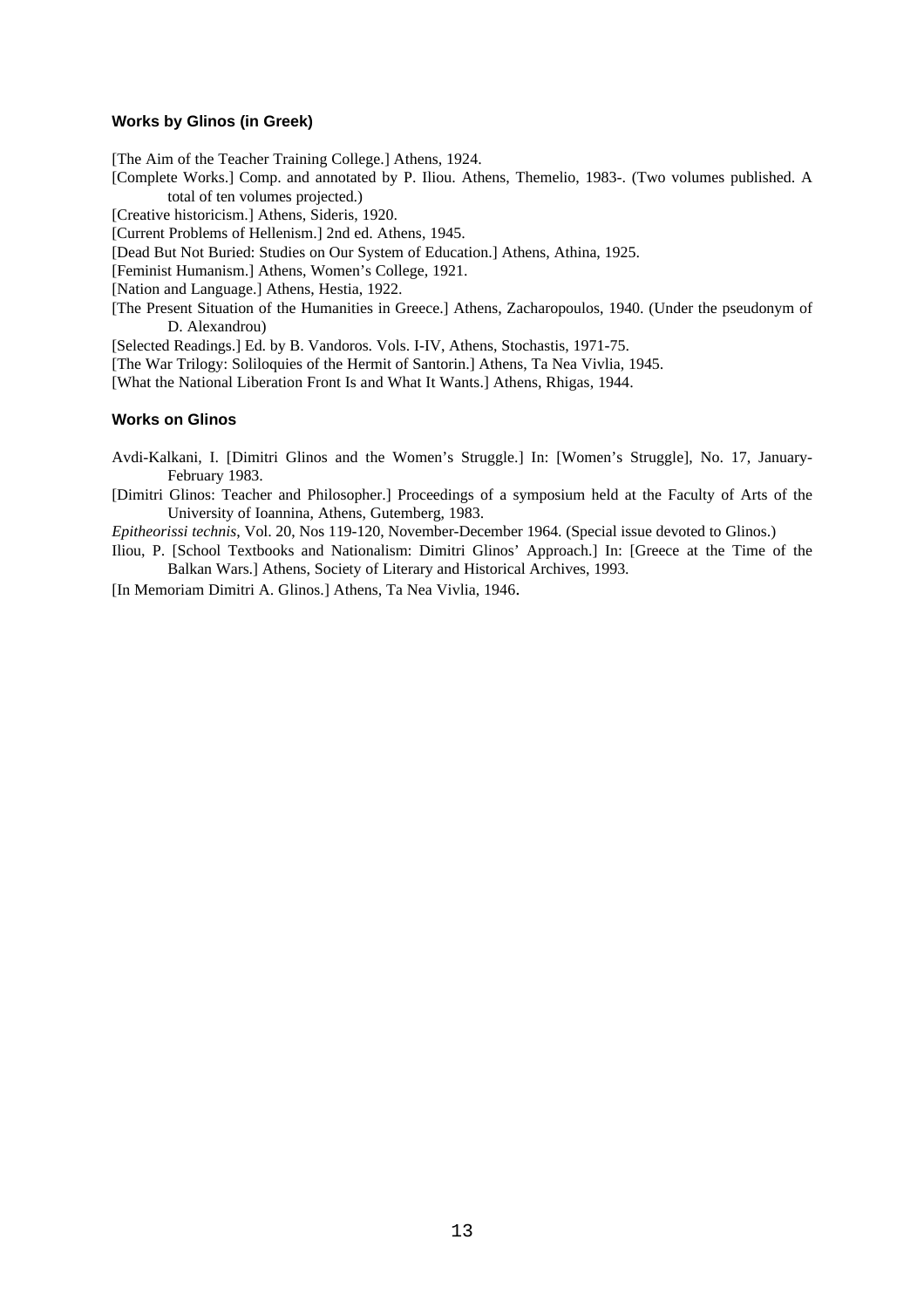### Works by Glinos (in Greek)

[The Aim of the Teacher Training College.] Athens, 1924.

[Complete Works.] Comp. and annotated by P. Iliou. Athens, Themelio, 1983-. (Two volumes published. A total of ten volumes projected.)

[Creative historicism.] Athens, Sideris, 1920.

[Current Problems of Hellenism.] 2nd ed. Athens, 1945.

[Dead But Not Buried: Studies on Our System of Education.] Athens, Athina, 1925.

[Feminist Humanism.] Athens, Women's College, 1921.

[Nation and Language.] Athens, Hestia, 1922.

[The Present Situation of the Humanities in Greece.] Athens, Zacharopoulos, 1940. (Under the pseudonym of D. Alexandrou)

[Selected Readings.] Ed. by B. Vandoros. Vols. I-IV, Athens, Stochastis, 1971-75.

[The War Trilogy: Soliloquies of the Hermit of Santorin.] Athens, Ta Nea Vivlia, 1945.

[What the National Liberation Front Is and What It Wants.] Athens, Rhigas, 1944.

### Works on Glinos

Avdi-Kalkani, I. [Dimitri Glinos and the Women's Struggle.] In: [Women's Struggle], No. 17, January-February 1983.

[Dimitri Glinos: Teacher and Philosopher.] Proceedings of a symposium held at the Faculty of Arts of the University of Ioannina, Athens, Gutemberg, 1983.

*Epitheorissi technis*, Vol. 20, Nos 119-120, November-December 1964. (Special issue devoted to Glinos.)

Iliou, P. [School Textbooks and Nationalism: Dimitri Glinos' Approach.] In: [Greece at the Time of the Balkan Wars.] Athens, Society of Literary and Historical Archives, 1993.

[In Memoriam Dimitri A. Glinos.] Athens, Ta Nea Vivlia, 1946.